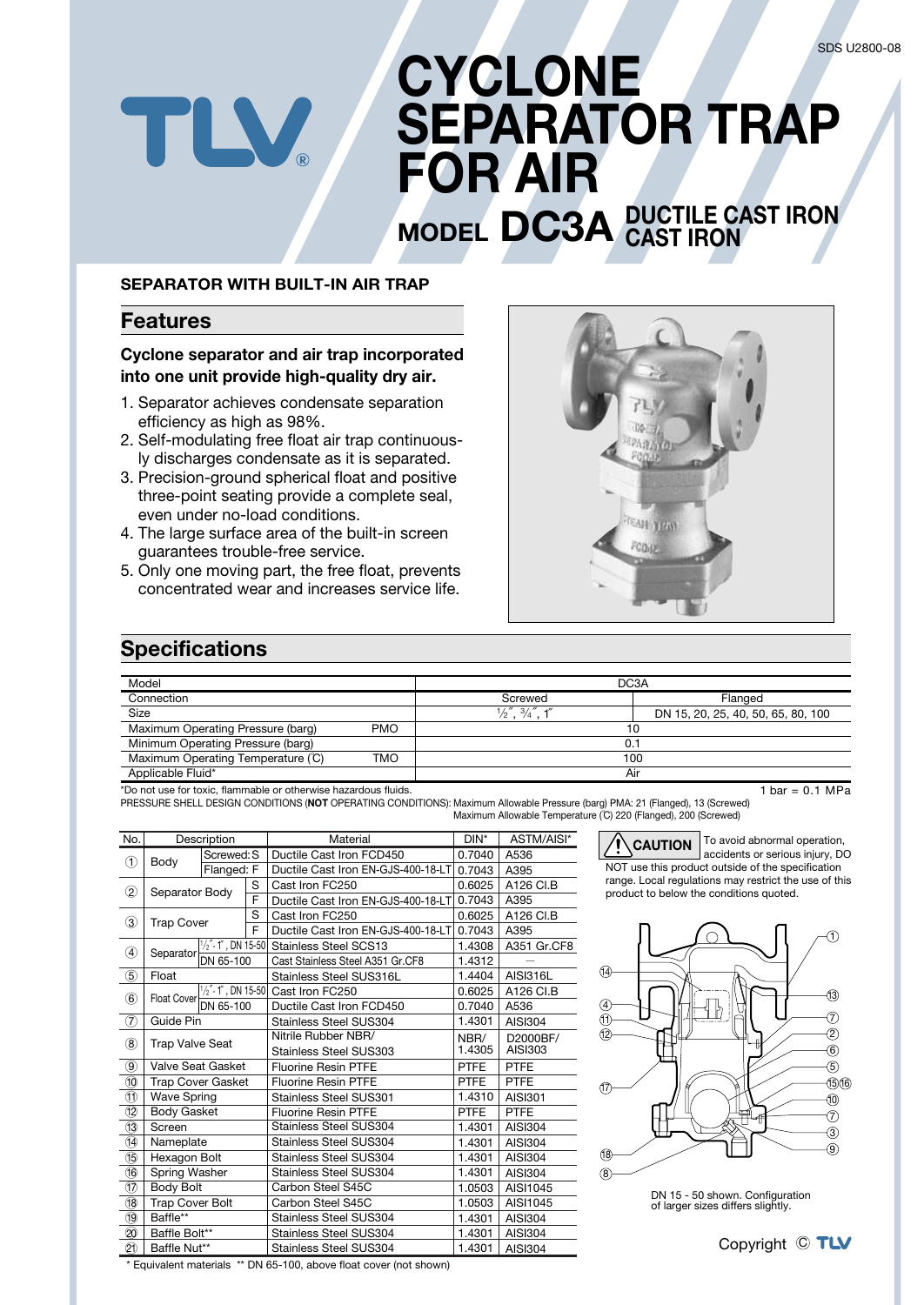SDS U2800-08

# CYCLONE SEPARATOR TRAP FOR AIR

## MODEL DC3A DUCTILE CAST IRON CAST IRON

**SEPARATOR WITH BUILT-IN AIR TRAP**

## Features

**Cyclone separator and air trap incorporated into one unit provide high-quality dry air.**

1. Separator achieves condensate separation efficiency as high as 98%.
2. Self-modulating free float air trap continuously discharges condensate as it is separated.
3. Precision-ground spherical float and positive three-point seating provide a complete seal, even under no-load conditions.
4. The large surface area of the built-in screen guarantees trouble-free service.
5. Only one moving part, the free float, prevents concentrated wear and increases service life.

## Specifications

| Model | | DC3A | |
|---|---|---|---|
| Connection | | Screwed | Flanged |
| Size | | ½″, ¾″, 1″ | DN 15, 20, 25, 40, 50, 65, 80, 100 |
| Maximum Operating Pressure (barg) | PMO | 10 | |
| Minimum Operating Pressure (barg) | | 0.1 | |
| Maximum Operating Temperature (℃) | TMO | 100 | |
| Applicable Fluid* | | Air | |

*Do not use for toxic, flammable or otherwise hazardous fluids. 1 bar = 0.1 MPa

PRESSURE SHELL DESIGN CONDITIONS (**NOT** OPERATING CONDITIONS): Maximum Allowable Pressure (barg) PMA: 21 (Flanged), 13 (Screwed)
Maximum Allowable Temperature (℃) 220 (Flanged), 200 (Screwed)

| No. | Description | | Material | DIN* | ASTM/AISI* |
|---|---|---|---|---|---|
| ① | Body | Screwed: S | Ductile Cast Iron FCD450 | 0.7040 | A536 |
| | | Flanged: F | Ductile Cast Iron EN-GJS-400-18-LT | 0.7043 | A395 |
| ② | Separator Body | S | Cast Iron FC250 | 0.6025 | A126 Cl.B |
| | | F | Ductile Cast Iron EN-GJS-400-18-LT | 0.7040 | A536 |
| ③ | Trap Cover | S | Cast Iron FC250 | 0.6025 | A126 Cl.B |
| | | F | Ductile Cast Iron EN-GJS-400-18-LT | 0.7043 | A395 |
| ④ | Separator | ½″- 1″, DN 15-50 | Stainless Steel SCS13 | 1.4308 | A351 Gr.CF8 |
| | | DN 65-100 | Cast Stainless Steel A351 Gr.CF8 | 1.4312 | — |
| ⑤ | Float | | Stainless Steel SUS316L | 1.4404 | AISI316L |
| ⑥ | Float Cover | ½″- 1″, DN 15-50 | Cast Iron FC250 | 0.6025 | A126 Cl.B |
| | | DN 65-100 | Ductile Cast Iron FCD450 | 0.7040 | A536 |
| ⑦ | Guide Pin | | Stainless Steel SUS304 | 1.4301 | AISI304 |
| ⑧ | Trap Valve Seat | | Nitrile Rubber NBR/ Stainless Steel SUS303 | NBR/ 1.4305 | D2000BF/ AISI303 |
| ⑨ | Valve Seat Gasket | | Fluorine Resin PTFE | PTFE | PTFE |
| ⑩ | Trap Cover Gasket | | Fluorine Resin PTFE | PTFE | PTFE |
| ⑪ | Wave Spring | | Stainless Steel SUS301 | 1.4310 | AISI301 |
| ⑫ | Body Gasket | | Fluorine Resin PTFE | PTFE | PTFE |
| ⑬ | Screen | | Stainless Steel SUS304 | 1.4301 | AISI304 |
| ⑭ | Nameplate | | Stainless Steel SUS304 | 1.4301 | AISI304 |
| ⑮ | Hexagon Bolt | | Stainless Steel SUS304 | 1.4301 | AISI304 |
| ⑯ | Spring Washer | | Stainless Steel SUS304 | 1.4301 | AISI304 |
| ⑰ | Body Bolt | | Carbon Steel S45C | 1.0503 | AISI1045 |
| ⑱ | Trap Cover Bolt | | Carbon Steel S45C | 1.0503 | AISI1045 |
| ⑲ | Baffle** | | Stainless Steel SUS304 | 1.4301 | AISI304 |
| ⑳ | Baffle Bolt** | | Stainless Steel SUS304 | 1.4301 | AISI304 |
| ㉑ | Baffle Nut** | | Stainless Steel SUS304 | 1.4301 | AISI304 |

\* Equivalent materials ** DN 65-100, above float cover (not shown)

**CAUTION** To avoid abnormal operation, accidents or serious injury, DO NOT use this product outside of the specification range. Local regulations may restrict the use of this product to below the conditions quoted.

DN 15 - 50 shown. Configuration of larger sizes differs slightly.

Copyright © TLV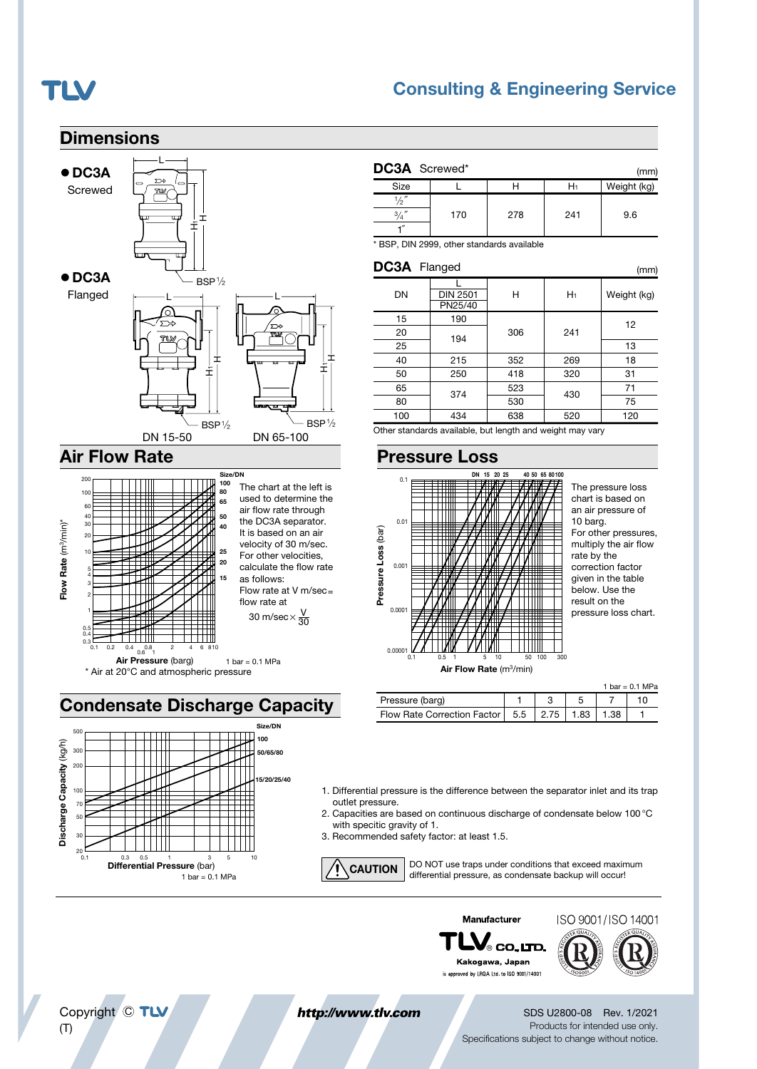# Consulting & Engineering Service

## Dimensions

● **DC3A**
Screwed

● **DC3A**
Flanged

L
H
H1
BSP ½
DN 15-50
DN 65-100

**DC3A** Screwed* (mm)

| Size | L | H | $H_1$ | Weight (kg) |
|---|---|---|---|---|
| ½″ | 170 | 278 | 241 | 9.6 |
| ¾″ | | | | |
| 1″ | | | | |

* BSP, DIN 2999, other standards available

**DC3A** Flanged (mm)

| DN | L DIN 2501 PN25/40 | H | $H_1$ | Weight (kg) |
|---|---|---|---|---|
| 15 | 190 | 306 | 241 | 12 |
| 20 | 194 | | | |
| 25 | | | | 13 |
| 40 | 215 | 352 | 269 | 18 |
| 50 | 250 | 418 | 320 | 31 |
| 65 | 374 | 523 | 430 | 71 |
| 80 | | 530 | | 75 |
| 100 | 434 | 638 | 520 | 120 |

Other standards available, but length and weight may vary

## Air Flow Rate

Flow Rate (m³/min)*
Air Pressure (barg)
Size/DN
100
80
65
50
40
25
20
15
1 bar = 0.1 MPa

The chart at the left is used to determine the air flow rate through the DC3A separator. It is based on an air velocity of 30 m/sec. For other velocities, calculate the flow rate as follows:
Flow rate at V m/sec = flow rate at

$$30 \text{ m/sec} \times \frac{V}{30}$$

* Air at 20°C and atmospheric pressure

## Pressure Loss

Pressure Loss (bar)
Air Flow Rate (m³/min)
DN 15 20 25 40 50 65 80 100

The pressure loss chart is based on an air pressure of 10 barg. For other pressures, multiply the air flow rate by the correction factor given in the table below. Use the result on the pressure loss chart.

1 bar = 0.1 MPa

| Pressure (barg) | 1 | 3 | 5 | 7 | 10 |
|---|---|---|---|---|---|
| Flow Rate Correction Factor | 5.5 | 2.75 | 1.83 | 1.38 | 1 |

## Condensate Discharge Capacity

Discharge Capacity (kg/h)
Differential Pressure (bar)
1 bar = 0.1 MPa
Size/DN
100
50/65/80
15/20/25/40

1. Differential pressure is the difference between the separator inlet and its trap outlet pressure.
2. Capacities are based on continuous discharge of condensate below 100 °C with specific gravity of 1.
3. Recommended safety factor: at least 1.5.

**CAUTION** DO NOT use traps under conditions that exceed maximum differential pressure, as condensate backup will occur!

Manufacturer
TLV® CO., LTD.
Kakogawa, Japan
is approved by LRQA Ltd. to ISO 9001/14001
ISO 9001/ISO 14001

Copyright © TLV
(T)
http://www.tlv.com
SDS U2800-08 Rev. 1/2021
Products for intended use only.
Specifications subject to change without notice.